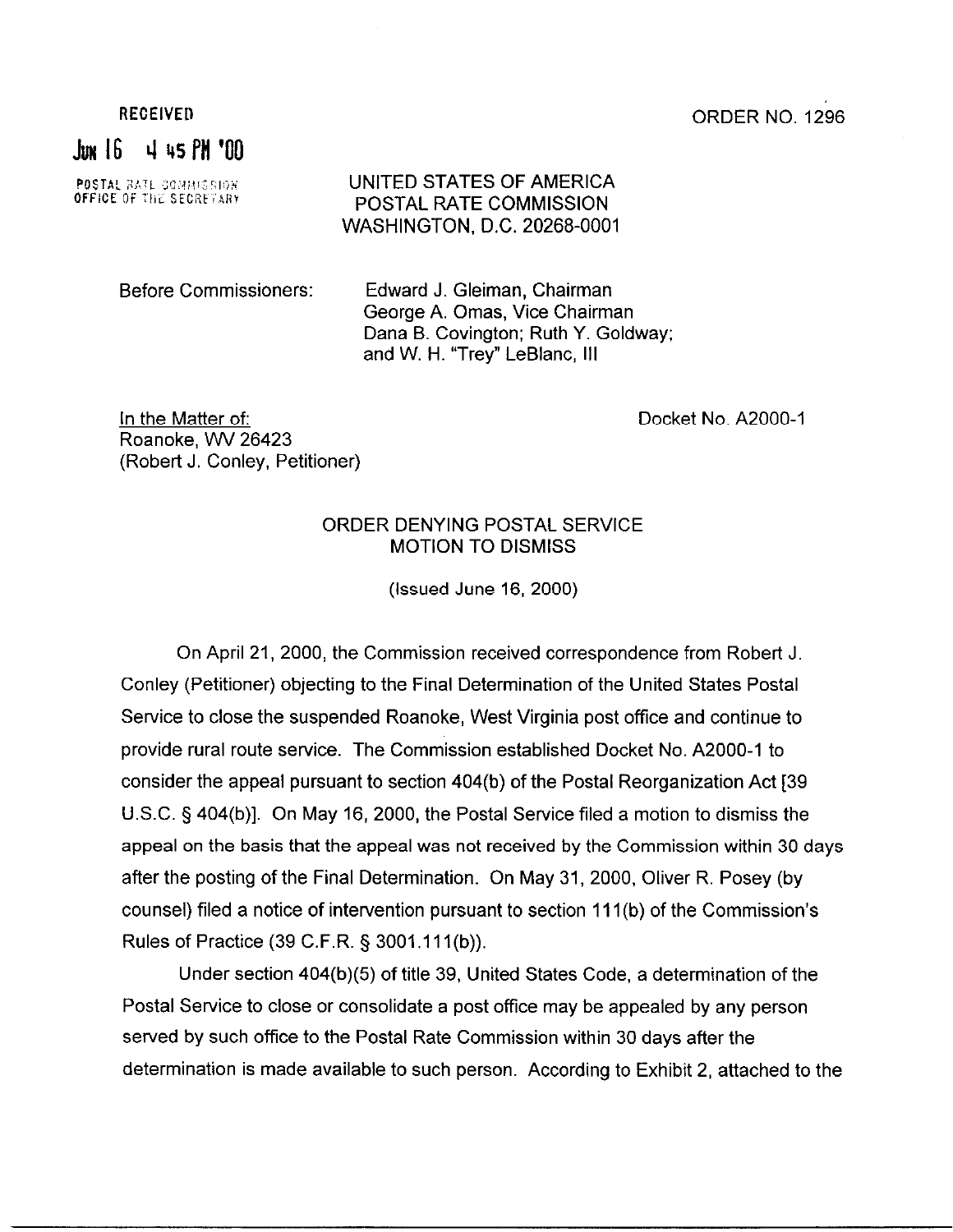RECEIVED

JUN 16 4 45 PM '00

POSTAL RATE COMMISSION
OFFICE OF THE SECRETARY

ORDER NO. 1296

UNITED STATES OF AMERICA
POSTAL RATE COMMISSION
WASHINGTON, D.C. 20268-0001

Before Commissioners:

Edward J. Gleiman, Chairman
George A. Omas, Vice Chairman
Dana B. Covington; Ruth Y. Goldway;
and W. H. "Trey" LeBlanc, III

In the Matter of:
Roanoke, WV 26423
(Robert J. Conley, Petitioner)

Docket No. A2000-1

## ORDER DENYING POSTAL SERVICE MOTION TO DISMISS

(Issued June 16, 2000)

On April 21, 2000, the Commission received correspondence from Robert J. Conley (Petitioner) objecting to the Final Determination of the United States Postal Service to close the suspended Roanoke, West Virginia post office and continue to provide rural route service. The Commission established Docket No. A2000-1 to consider the appeal pursuant to section 404(b) of the Postal Reorganization Act [39 U.S.C. § 404(b)]. On May 16, 2000, the Postal Service filed a motion to dismiss the appeal on the basis that the appeal was not received by the Commission within 30 days after the posting of the Final Determination. On May 31, 2000, Oliver R. Posey (by counsel) filed a notice of intervention pursuant to section 111(b) of the Commission's Rules of Practice (39 C.F.R. § 3001.111(b)).

Under section 404(b)(5) of title 39, United States Code, a determination of the Postal Service to close or consolidate a post office may be appealed by any person served by such office to the Postal Rate Commission within 30 days after the determination is made available to such person. According to Exhibit 2, attached to the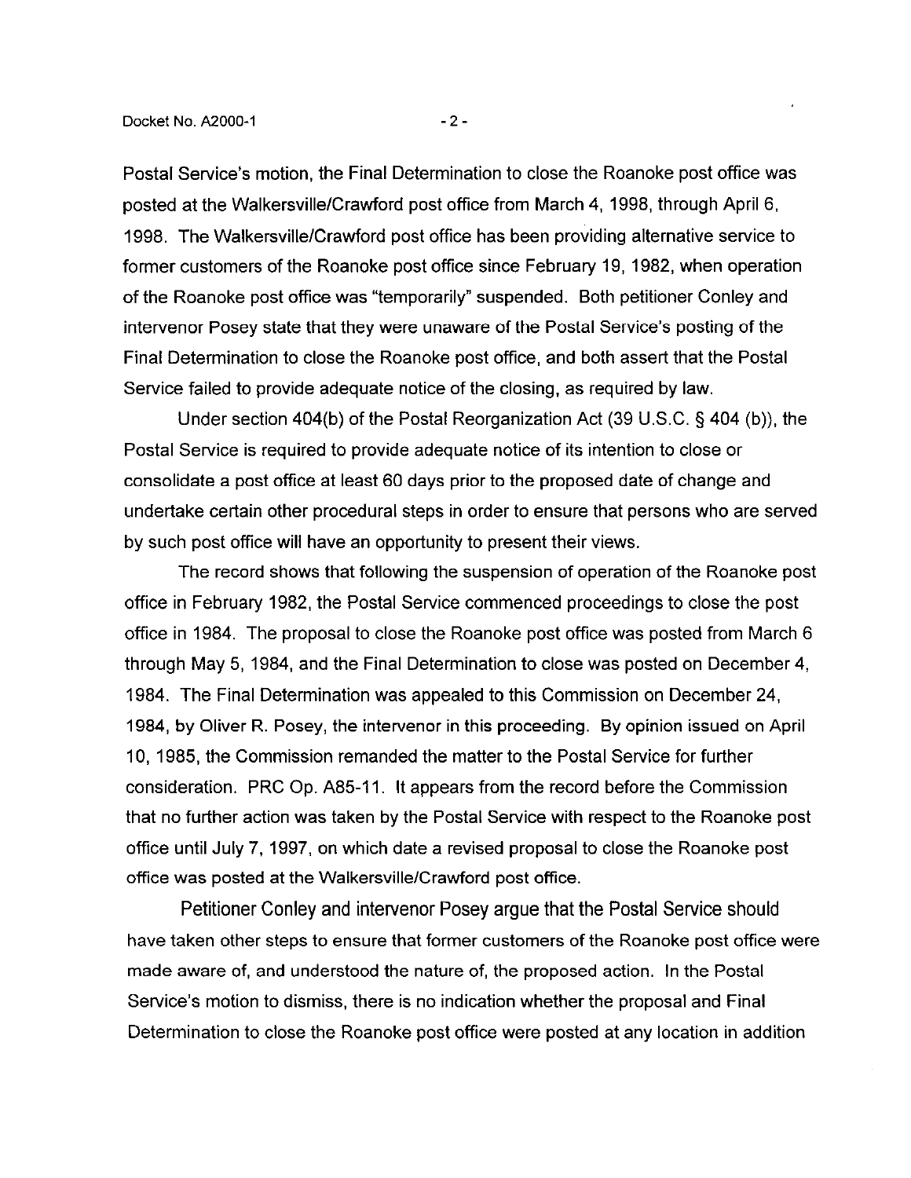Postal Service's motion, the Final Determination to close the Roanoke post office was posted at the Walkersville/Crawford post office from March 4, 1998, through April 6, 1998. The Walkersville/Crawford post office has been providing alternative service to former customers of the Roanoke post office since February 19, 1982, when operation of the Roanoke post office was "temporarily" suspended. Both petitioner Conley and intervenor Posey state that they were unaware of the Postal Service's posting of the Final Determination to close the Roanoke post office, and both assert that the Postal Service failed to provide adequate notice of the closing, as required by law.

Under section 404(b) of the Postal Reorganization Act (39 U.S.C. § 404 (b)), the Postal Service is required to provide adequate notice of its intention to close or consolidate a post office at least 60 days prior to the proposed date of change and undertake certain other procedural steps in order to ensure that persons who are served by such post office will have an opportunity to present their views.

The record shows that following the suspension of operation of the Roanoke post office in February 1982, the Postal Service commenced proceedings to close the post office in 1984. The proposal to close the Roanoke post office was posted from March 6 through May 5, 1984, and the Final Determination to close was posted on December 4, 1984. The Final Determination was appealed to this Commission on December 24, 1984, by Oliver R. Posey, the intervenor in this proceeding. By opinion issued on April 10, 1985, the Commission remanded the matter to the Postal Service for further consideration. PRC Op. A85-11. It appears from the record before the Commission that no further action was taken by the Postal Service with respect to the Roanoke post office until July 7, 1997, on which date a revised proposal to close the Roanoke post office was posted at the Walkersville/Crawford post office.

Petitioner Conley and intervenor Posey argue that the Postal Service should have taken other steps to ensure that former customers of the Roanoke post office were made aware of, and understood the nature of, the proposed action. In the Postal Service's motion to dismiss, there is no indication whether the proposal and Final Determination to close the Roanoke post office were posted at any location in addition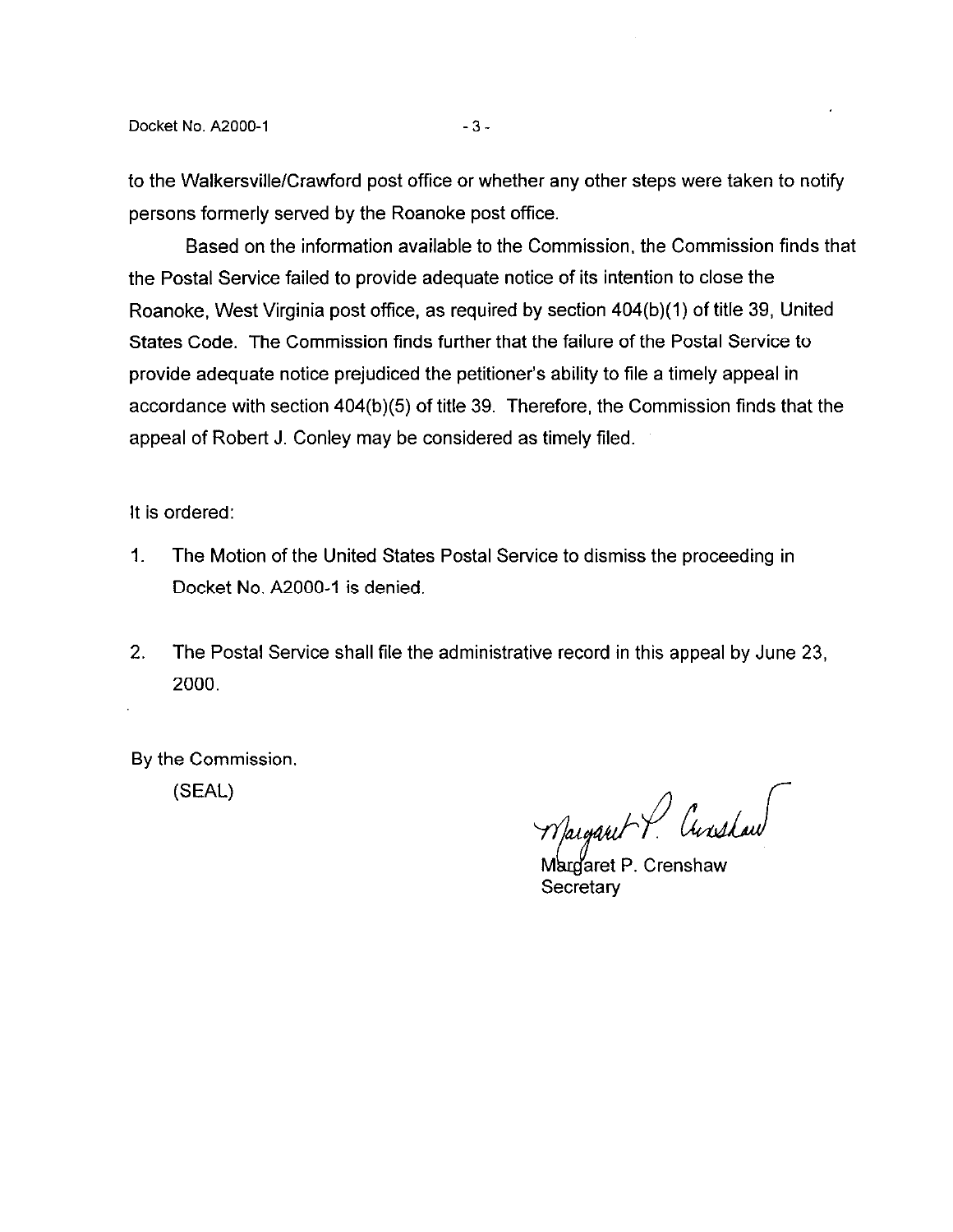to the Walkersville/Crawford post office or whether any other steps were taken to notify persons formerly served by the Roanoke post office.

Based on the information available to the Commission, the Commission finds that the Postal Service failed to provide adequate notice of its intention to close the Roanoke, West Virginia post office, as required by section 404(b)(1) of title 39, United States Code. The Commission finds further that the failure of the Postal Service to provide adequate notice prejudiced the petitioner's ability to file a timely appeal in accordance with section 404(b)(5) of title 39. Therefore, the Commission finds that the appeal of Robert J. Conley may be considered as timely filed.

It is ordered:

1. The Motion of the United States Postal Service to dismiss the proceeding in Docket No. A2000-1 is denied.

2. The Postal Service shall file the administrative record in this appeal by June 23, 2000.

By the Commission.

(SEAL)

Margaret P. Crenshaw
Secretary